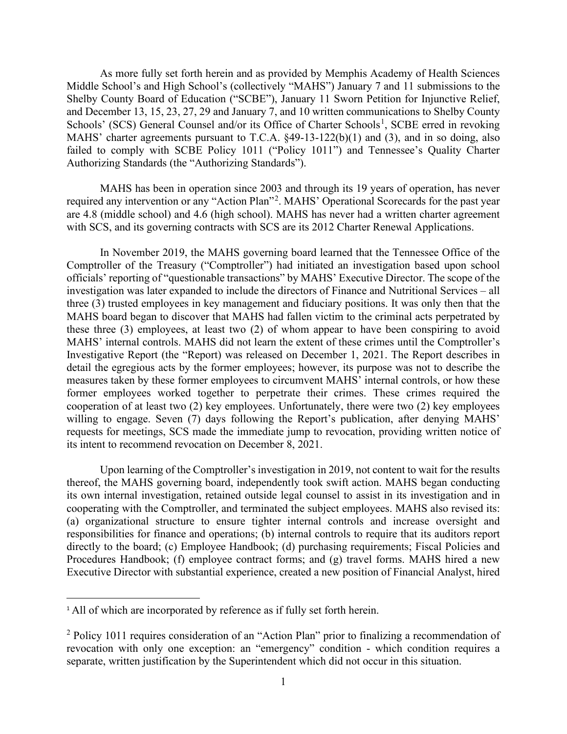As more fully set forth herein and as provided by Memphis Academy of Health Sciences Middle School's and High School's (collectively "MAHS") January 7 and 11 submissions to the Shelby County Board of Education ("SCBE"), January 11 Sworn Petition for Injunctive Relief, and December 13, 15, 23, 27, 29 and January 7, and 10 written communications to Shelby County Schools' (SCS) General Counsel and/or its Office of Charter Schools[1], SCBE erred in revoking MAHS' charter agreements pursuant to T.C.A. §49-13-122(b)(1) and (3), and in so doing, also failed to comply with SCBE Policy 1011 ("Policy 1011") and Tennessee's Quality Charter Authorizing Standards (the "Authorizing Standards").

MAHS has been in operation since 2003 and through its 19 years of operation, has never required any intervention or any "Action Plan"[2]. MAHS' Operational Scorecards for the past year are 4.8 (middle school) and 4.6 (high school). MAHS has never had a written charter agreement with SCS, and its governing contracts with SCS are its 2012 Charter Renewal Applications.

In November 2019, the MAHS governing board learned that the Tennessee Office of the Comptroller of the Treasury ("Comptroller") had initiated an investigation based upon school officials' reporting of "questionable transactions" by MAHS' Executive Director. The scope of the investigation was later expanded to include the directors of Finance and Nutritional Services – all three (3) trusted employees in key management and fiduciary positions. It was only then that the MAHS board began to discover that MAHS had fallen victim to the criminal acts perpetrated by these three (3) employees, at least two (2) of whom appear to have been conspiring to avoid MAHS' internal controls. MAHS did not learn the extent of these crimes until the Comptroller's Investigative Report (the "Report) was released on December 1, 2021. The Report describes in detail the egregious acts by the former employees; however, its purpose was not to describe the measures taken by these former employees to circumvent MAHS' internal controls, or how these former employees worked together to perpetrate their crimes. These crimes required the cooperation of at least two (2) key employees. Unfortunately, there were two (2) key employees willing to engage. Seven (7) days following the Report's publication, after denying MAHS' requests for meetings, SCS made the immediate jump to revocation, providing written notice of its intent to recommend revocation on December 8, 2021.

Upon learning of the Comptroller's investigation in 2019, not content to wait for the results thereof, the MAHS governing board, independently took swift action. MAHS began conducting its own internal investigation, retained outside legal counsel to assist in its investigation and in cooperating with the Comptroller, and terminated the subject employees. MAHS also revised its: (a) organizational structure to ensure tighter internal controls and increase oversight and responsibilities for finance and operations; (b) internal controls to require that its auditors report directly to the board; (c) Employee Handbook; (d) purchasing requirements; Fiscal Policies and Procedures Handbook; (f) employee contract forms; and (g) travel forms. MAHS hired a new Executive Director with substantial experience, created a new position of Financial Analyst, hired

---

[1] All of which are incorporated by reference as if fully set forth herein.

[2] Policy 1011 requires consideration of an "Action Plan" prior to finalizing a recommendation of revocation with only one exception: an "emergency" condition - which condition requires a separate, written justification by the Superintendent which did not occur in this situation.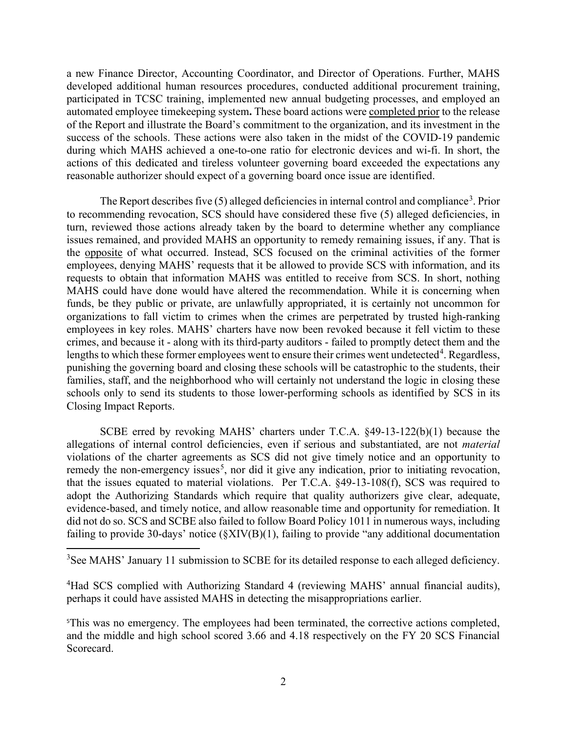a new Finance Director, Accounting Coordinator, and Director of Operations. Further, MAHS developed additional human resources procedures, conducted additional procurement training, participated in TCSC training, implemented new annual budgeting processes, and employed an automated employee timekeeping system**.** These board actions were completed prior to the release of the Report and illustrate the Board's commitment to the organization, and its investment in the success of the schools. These actions were also taken in the midst of the COVID-19 pandemic during which MAHS achieved a one-to-one ratio for electronic devices and wi-fi. In short, the actions of this dedicated and tireless volunteer governing board exceeded the expectations any reasonable authorizer should expect of a governing board once issue are identified.

The Report describes five (5) alleged deficiencies in internal control and compliance[3]. Prior to recommending revocation, SCS should have considered these five (5) alleged deficiencies, in turn, reviewed those actions already taken by the board to determine whether any compliance issues remained, and provided MAHS an opportunity to remedy remaining issues, if any. That is the opposite of what occurred. Instead, SCS focused on the criminal activities of the former employees, denying MAHS' requests that it be allowed to provide SCS with information, and its requests to obtain that information MAHS was entitled to receive from SCS. In short, nothing MAHS could have done would have altered the recommendation. While it is concerning when funds, be they public or private, are unlawfully appropriated, it is certainly not uncommon for organizations to fall victim to crimes when the crimes are perpetrated by trusted high-ranking employees in key roles. MAHS' charters have now been revoked because it fell victim to these crimes, and because it - along with its third-party auditors - failed to promptly detect them and the lengths to which these former employees went to ensure their crimes went undetected[4]. Regardless, punishing the governing board and closing these schools will be catastrophic to the students, their families, staff, and the neighborhood who will certainly not understand the logic in closing these schools only to send its students to those lower-performing schools as identified by SCS in its Closing Impact Reports.

SCBE erred by revoking MAHS' charters under T.C.A. §49-13-122(b)(1) because the allegations of internal control deficiencies, even if serious and substantiated, are not *material* violations of the charter agreements as SCS did not give timely notice and an opportunity to remedy the non-emergency issues[5], nor did it give any indication, prior to initiating revocation, that the issues equated to material violations. Per T.C.A. §49-13-108(f), SCS was required to adopt the Authorizing Standards which require that quality authorizers give clear, adequate, evidence-based, and timely notice, and allow reasonable time and opportunity for remediation. It did not do so. SCS and SCBE also failed to follow Board Policy 1011 in numerous ways, including failing to provide 30-days' notice (§XIV(B)(1), failing to provide "any additional documentation

---

[3]See MAHS' January 11 submission to SCBE for its detailed response to each alleged deficiency.

[4]Had SCS complied with Authorizing Standard 4 (reviewing MAHS' annual financial audits), perhaps it could have assisted MAHS in detecting the misappropriations earlier.

[5]This was no emergency. The employees had been terminated, the corrective actions completed, and the middle and high school scored 3.66 and 4.18 respectively on the FY 20 SCS Financial Scorecard.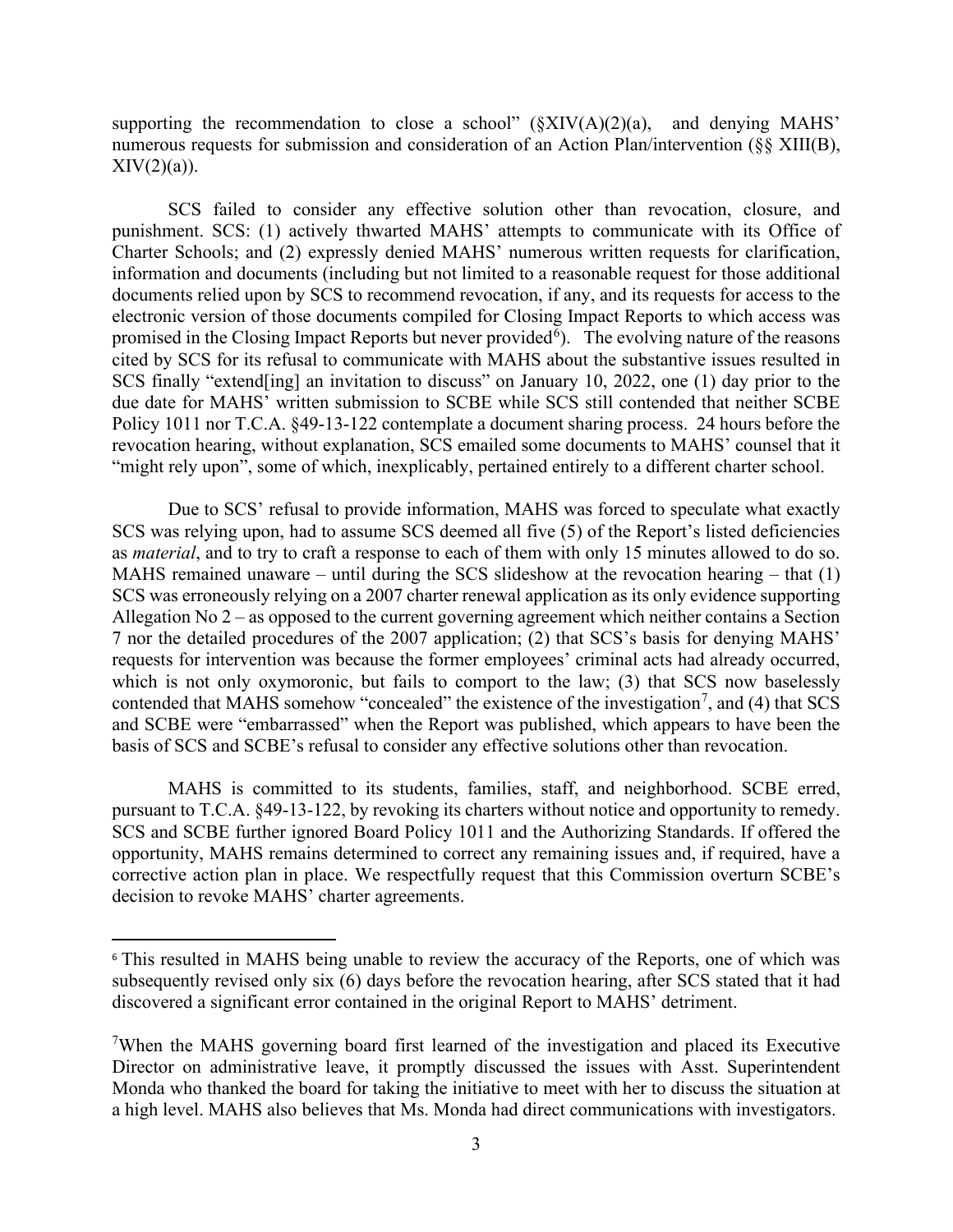supporting the recommendation to close a school" (§XIV(A)(2)(a), and denying MAHS' numerous requests for submission and consideration of an Action Plan/intervention (§§ XIII(B), XIV(2)(a)).

SCS failed to consider any effective solution other than revocation, closure, and punishment. SCS: (1) actively thwarted MAHS' attempts to communicate with its Office of Charter Schools; and (2) expressly denied MAHS' numerous written requests for clarification, information and documents (including but not limited to a reasonable request for those additional documents relied upon by SCS to recommend revocation, if any, and its requests for access to the electronic version of those documents compiled for Closing Impact Reports to which access was promised in the Closing Impact Reports but never provided[6]). The evolving nature of the reasons cited by SCS for its refusal to communicate with MAHS about the substantive issues resulted in SCS finally "extend[ing] an invitation to discuss" on January 10, 2022, one (1) day prior to the due date for MAHS' written submission to SCBE while SCS still contended that neither SCBE Policy 1011 nor T.C.A. §49-13-122 contemplate a document sharing process. 24 hours before the revocation hearing, without explanation, SCS emailed some documents to MAHS' counsel that it "might rely upon", some of which, inexplicably, pertained entirely to a different charter school.

Due to SCS' refusal to provide information, MAHS was forced to speculate what exactly SCS was relying upon, had to assume SCS deemed all five (5) of the Report's listed deficiencies as *material*, and to try to craft a response to each of them with only 15 minutes allowed to do so. MAHS remained unaware – until during the SCS slideshow at the revocation hearing – that (1) SCS was erroneously relying on a 2007 charter renewal application as its only evidence supporting Allegation No 2 – as opposed to the current governing agreement which neither contains a Section 7 nor the detailed procedures of the 2007 application; (2) that SCS's basis for denying MAHS' requests for intervention was because the former employees' criminal acts had already occurred, which is not only oxymoronic, but fails to comport to the law; (3) that SCS now baselessly contended that MAHS somehow "concealed" the existence of the investigation[7], and (4) that SCS and SCBE were "embarrassed" when the Report was published, which appears to have been the basis of SCS and SCBE's refusal to consider any effective solutions other than revocation.

MAHS is committed to its students, families, staff, and neighborhood. SCBE erred, pursuant to T.C.A. §49-13-122, by revoking its charters without notice and opportunity to remedy. SCS and SCBE further ignored Board Policy 1011 and the Authorizing Standards. If offered the opportunity, MAHS remains determined to correct any remaining issues and, if required, have a corrective action plan in place. We respectfully request that this Commission overturn SCBE's decision to revoke MAHS' charter agreements.

---

[6] This resulted in MAHS being unable to review the accuracy of the Reports, one of which was subsequently revised only six (6) days before the revocation hearing, after SCS stated that it had discovered a significant error contained in the original Report to MAHS' detriment.

[7] When the MAHS governing board first learned of the investigation and placed its Executive Director on administrative leave, it promptly discussed the issues with Asst. Superintendent Monda who thanked the board for taking the initiative to meet with her to discuss the situation at a high level. MAHS also believes that Ms. Monda had direct communications with investigators.